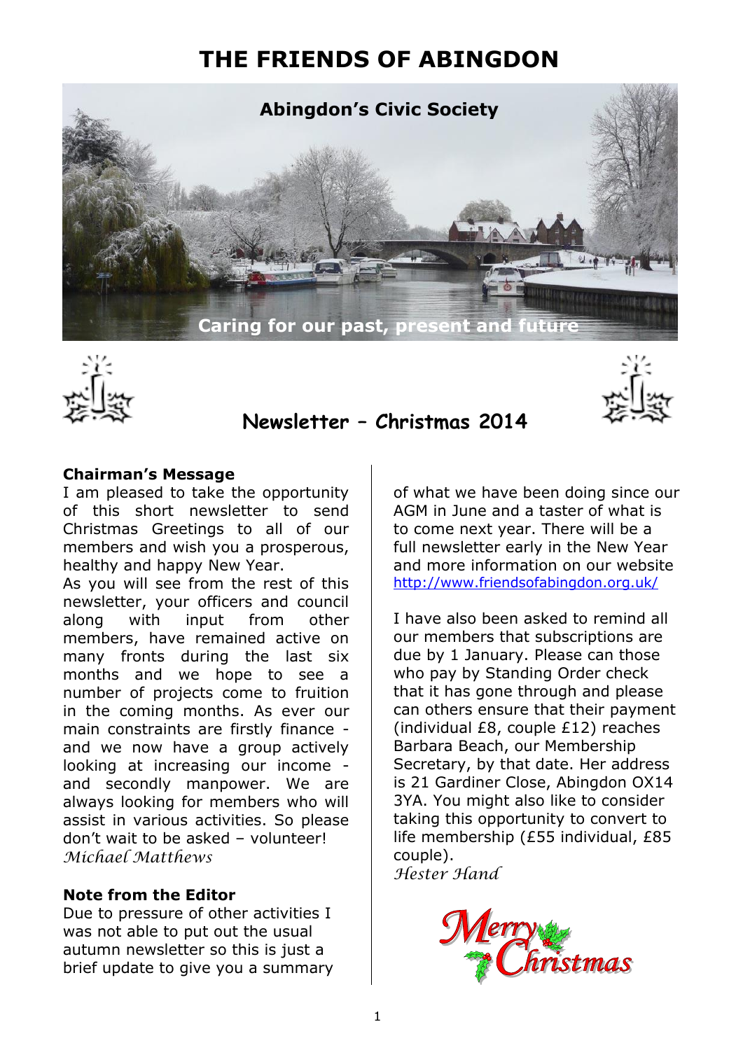# THE FRIENDS OF ABINGDON

**Abingdon's Civic Society**

**Caring for our past, present and future**

## Newsletter – Christmas 2014

### Chairman's Message

I am pleased to take the opportunity of this short newsletter to send Christmas Greetings to all of our members and wish you a prosperous, healthy and happy New Year.

As you will see from the rest of this newsletter, your officers and council along with input from other members, have remained active on many fronts during the last six months and we hope to see a number of projects come to fruition in the coming months. As ever our main constraints are firstly finance - and we now have a group actively looking at increasing our income - and secondly manpower. We are always looking for members who will assist in various activities. So please don't wait to be asked – volunteer!

*Michael Matthews*

### Note from the Editor

Due to pressure of other activities I was not able to put out the usual autumn newsletter so this is just a brief update to give you a summary of what we have been doing since our AGM in June and a taster of what is to come next year. There will be a full newsletter early in the New Year and more information on our website http://www.friendsofabingdon.org.uk/

I have also been asked to remind all our members that subscriptions are due by 1 January. Please can those who pay by Standing Order check that it has gone through and please can others ensure that their payment (individual £8, couple £12) reaches Barbara Beach, our Membership Secretary, by that date. Her address is 21 Gardiner Close, Abingdon OX14 3YA. You might also like to consider taking this opportunity to convert to life membership (£55 individual, £85 couple).

*Hester Hand*

Merry Christmas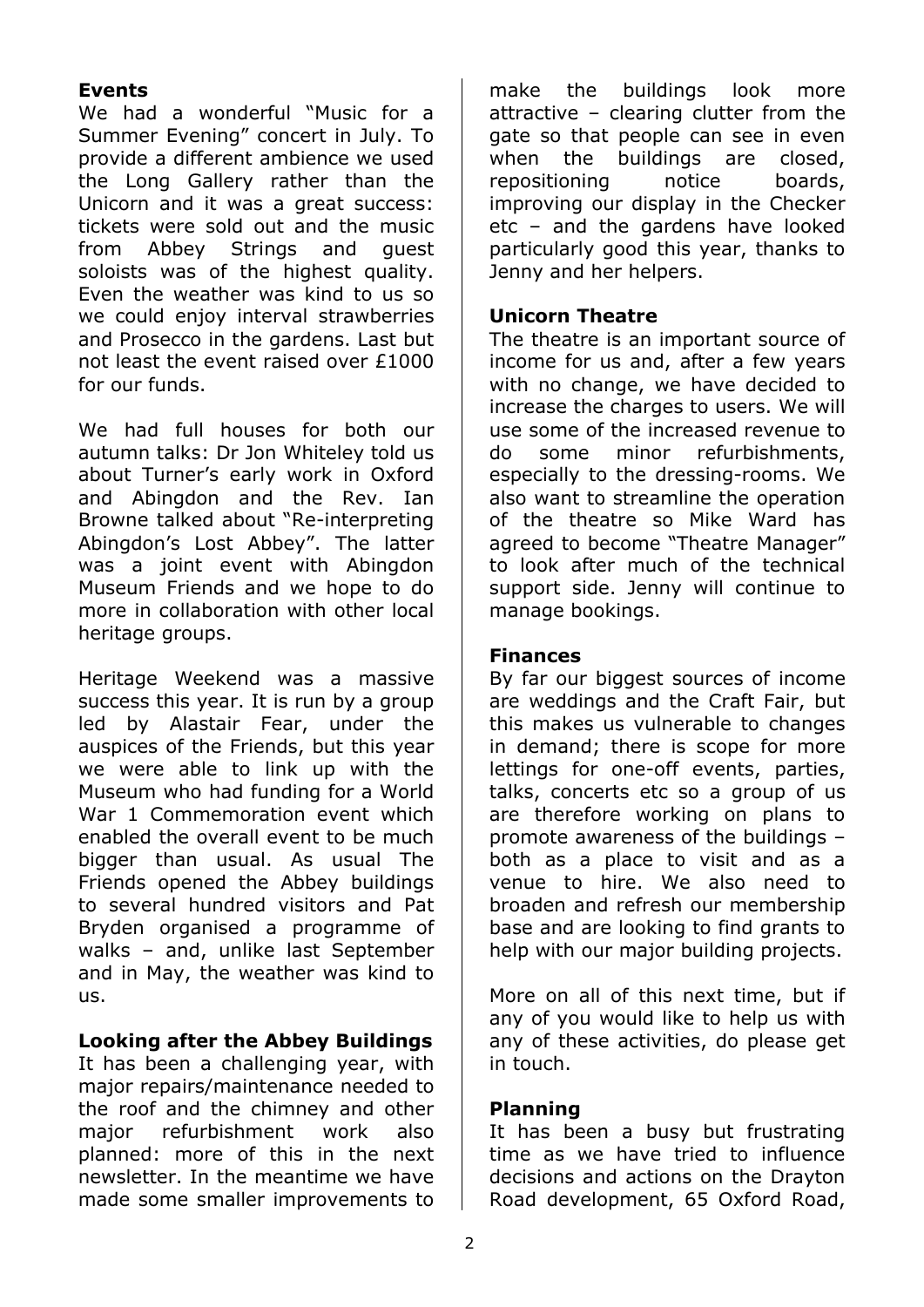**Events**

We had a wonderful "Music for a Summer Evening" concert in July. To provide a different ambience we used the Long Gallery rather than the Unicorn and it was a great success: tickets were sold out and the music from Abbey Strings and guest soloists was of the highest quality. Even the weather was kind to us so we could enjoy interval strawberries and Prosecco in the gardens. Last but not least the event raised over £1000 for our funds.

We had full houses for both our autumn talks: Dr Jon Whiteley told us about Turner's early work in Oxford and Abingdon and the Rev. Ian Browne talked about "Re-interpreting Abingdon's Lost Abbey". The latter was a joint event with Abingdon Museum Friends and we hope to do more in collaboration with other local heritage groups.

Heritage Weekend was a massive success this year. It is run by a group led by Alastair Fear, under the auspices of the Friends, but this year we were able to link up with the Museum who had funding for a World War 1 Commemoration event which enabled the overall event to be much bigger than usual. As usual The Friends opened the Abbey buildings to several hundred visitors and Pat Bryden organised a programme of walks – and, unlike last September and in May, the weather was kind to us.

**Looking after the Abbey Buildings**

It has been a challenging year, with major repairs/maintenance needed to the roof and the chimney and other major refurbishment work also planned: more of this in the next newsletter. In the meantime we have made some smaller improvements to make the buildings look more attractive – clearing clutter from the gate so that people can see in even when the buildings are closed, repositioning notice boards, improving our display in the Checker etc – and the gardens have looked particularly good this year, thanks to Jenny and her helpers.

**Unicorn Theatre**

The theatre is an important source of income for us and, after a few years with no change, we have decided to increase the charges to users. We will use some of the increased revenue to do some minor refurbishments, especially to the dressing-rooms. We also want to streamline the operation of the theatre so Mike Ward has agreed to become "Theatre Manager" to look after much of the technical support side. Jenny will continue to manage bookings.

**Finances**

By far our biggest sources of income are weddings and the Craft Fair, but this makes us vulnerable to changes in demand; there is scope for more lettings for one-off events, parties, talks, concerts etc so a group of us are therefore working on plans to promote awareness of the buildings – both as a place to visit and as a venue to hire. We also need to broaden and refresh our membership base and are looking to find grants to help with our major building projects.

More on all of this next time, but if any of you would like to help us with any of these activities, do please get in touch.

**Planning**

It has been a busy but frustrating time as we have tried to influence decisions and actions on the Drayton Road development, 65 Oxford Road,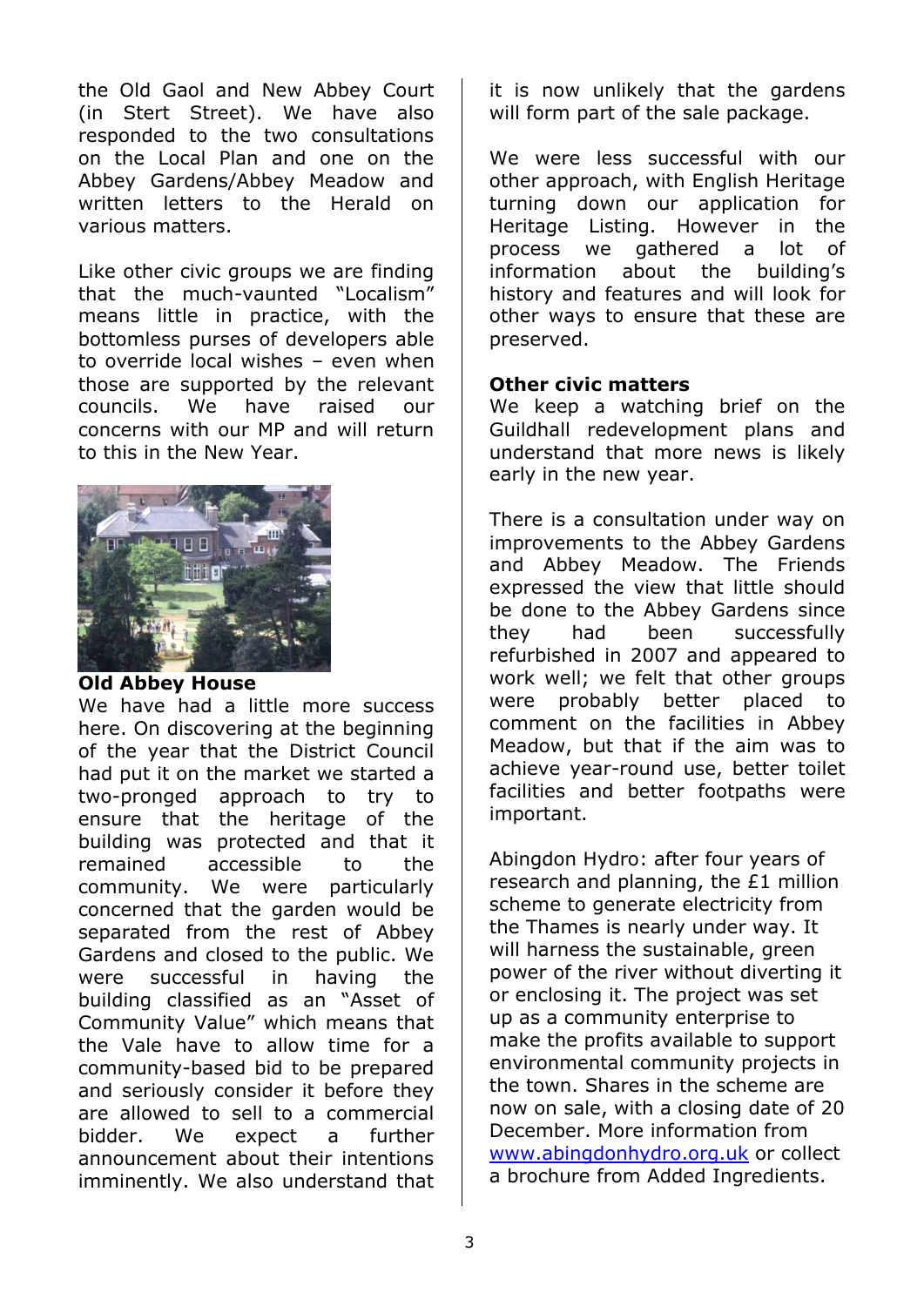the Old Gaol and New Abbey Court (in Stert Street). We have also responded to the two consultations on the Local Plan and one on the Abbey Gardens/Abbey Meadow and written letters to the Herald on various matters.

Like other civic groups we are finding that the much-vaunted "Localism" means little in practice, with the bottomless purses of developers able to override local wishes – even when those are supported by the relevant councils. We have raised our concerns with our MP and will return to this in the New Year.

**Old Abbey House**

We have had a little more success here. On discovering at the beginning of the year that the District Council had put it on the market we started a two-pronged approach to try to ensure that the heritage of the building was protected and that it remained accessible to the community. We were particularly concerned that the garden would be separated from the rest of Abbey Gardens and closed to the public. We were successful in having the building classified as an "Asset of Community Value" which means that the Vale have to allow time for a community-based bid to be prepared and seriously consider it before they are allowed to sell to a commercial bidder. We expect a further announcement about their intentions imminently. We also understand that it is now unlikely that the gardens will form part of the sale package.

We were less successful with our other approach, with English Heritage turning down our application for Heritage Listing. However in the process we gathered a lot of information about the building's history and features and will look for other ways to ensure that these are preserved.

**Other civic matters**

We keep a watching brief on the Guildhall redevelopment plans and understand that more news is likely early in the new year.

There is a consultation under way on improvements to the Abbey Gardens and Abbey Meadow. The Friends expressed the view that little should be done to the Abbey Gardens since they had been successfully refurbished in 2007 and appeared to work well; we felt that other groups were probably better placed to comment on the facilities in Abbey Meadow, but that if the aim was to achieve year-round use, better toilet facilities and better footpaths were important.

Abingdon Hydro: after four years of research and planning, the £1 million scheme to generate electricity from the Thames is nearly under way. It will harness the sustainable, green power of the river without diverting it or enclosing it. The project was set up as a community enterprise to make the profits available to support environmental community projects in the town. Shares in the scheme are now on sale, with a closing date of 20 December. More information from www.abingdonhydro.org.uk or collect a brochure from Added Ingredients.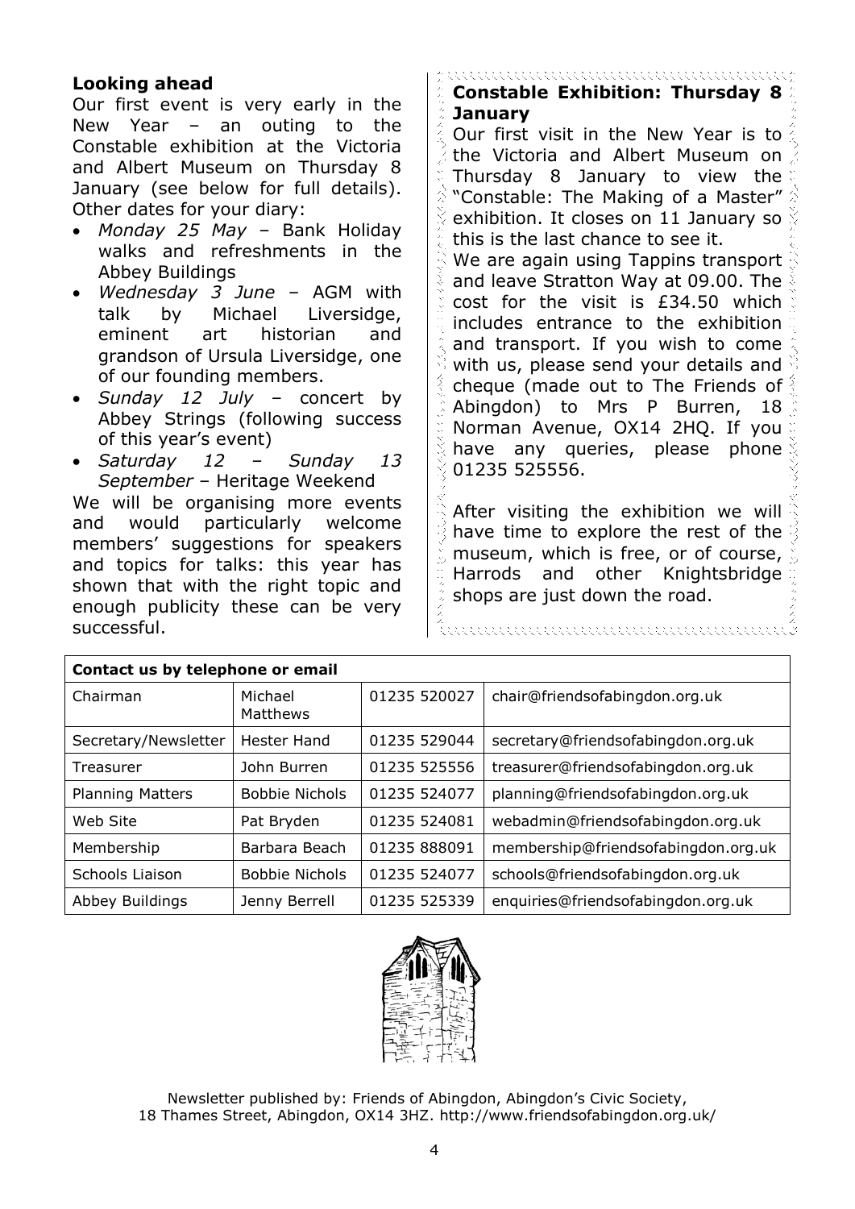## Looking ahead

Our first event is very early in the New Year – an outing to the Constable exhibition at the Victoria and Albert Museum on Thursday 8 January (see below for full details). Other dates for your diary:

- *Monday 25 May* – Bank Holiday walks and refreshments in the Abbey Buildings
- *Wednesday 3 June* – AGM with talk by Michael Liversidge, eminent art historian and grandson of Ursula Liversidge, one of our founding members.
- *Sunday 12 July* – concert by Abbey Strings (following success of this year's event)
- *Saturday 12 – Sunday 13 September* – Heritage Weekend

We will be organising more events and would particularly welcome members' suggestions for speakers and topics for talks: this year has shown that with the right topic and enough publicity these can be very successful.

## Constable Exhibition: Thursday 8 January

Our first visit in the New Year is to the Victoria and Albert Museum on Thursday 8 January to view the "Constable: The Making of a Master" exhibition. It closes on 11 January so this is the last chance to see it.

We are again using Tappins transport and leave Stratton Way at 09.00. The cost for the visit is £34.50 which includes entrance to the exhibition and transport. If you wish to come with us, please send your details and cheque (made out to The Friends of Abingdon) to Mrs P Burren, 18 Norman Avenue, OX14 2HQ. If you have any queries, please phone 01235 525556.

After visiting the exhibition we will have time to explore the rest of the museum, which is free, or of course, Harrods and other Knightsbridge shops are just down the road.

| Contact us by telephone or email | | | |
|---|---|---|---|
| Chairman | Michael Matthews | 01235 520027 | chair@friendsofabingdon.org.uk |
| Secretary/Newsletter | Hester Hand | 01235 529044 | secretary@friendsofabingdon.org.uk |
| Treasurer | John Burren | 01235 525556 | treasurer@friendsofabingdon.org.uk |
| Planning Matters | Bobbie Nichols | 01235 524077 | planning@friendsofabingdon.org.uk |
| Web Site | Pat Bryden | 01235 524081 | webadmin@friendsofabingdon.org.uk |
| Membership | Barbara Beach | 01235 888091 | membership@friendsofabingdon.org.uk |
| Schools Liaison | Bobbie Nichols | 01235 524077 | schools@friendsofabingdon.org.uk |
| Abbey Buildings | Jenny Berrell | 01235 525339 | enquiries@friendsofabingdon.org.uk |

Newsletter published by: Friends of Abingdon, Abingdon's Civic Society, 18 Thames Street, Abingdon, OX14 3HZ. http://www.friendsofabingdon.org.uk/